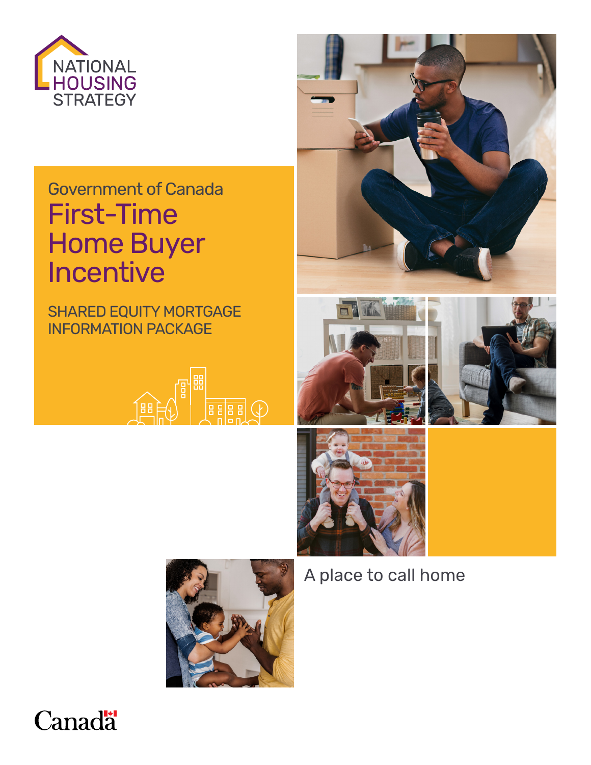NATIONAL HOUSING STRATEGY

Government of Canada

# First-Time Home Buyer Incentive

## SHARED EQUITY MORTGAGE INFORMATION PACKAGE

A place to call home

Canada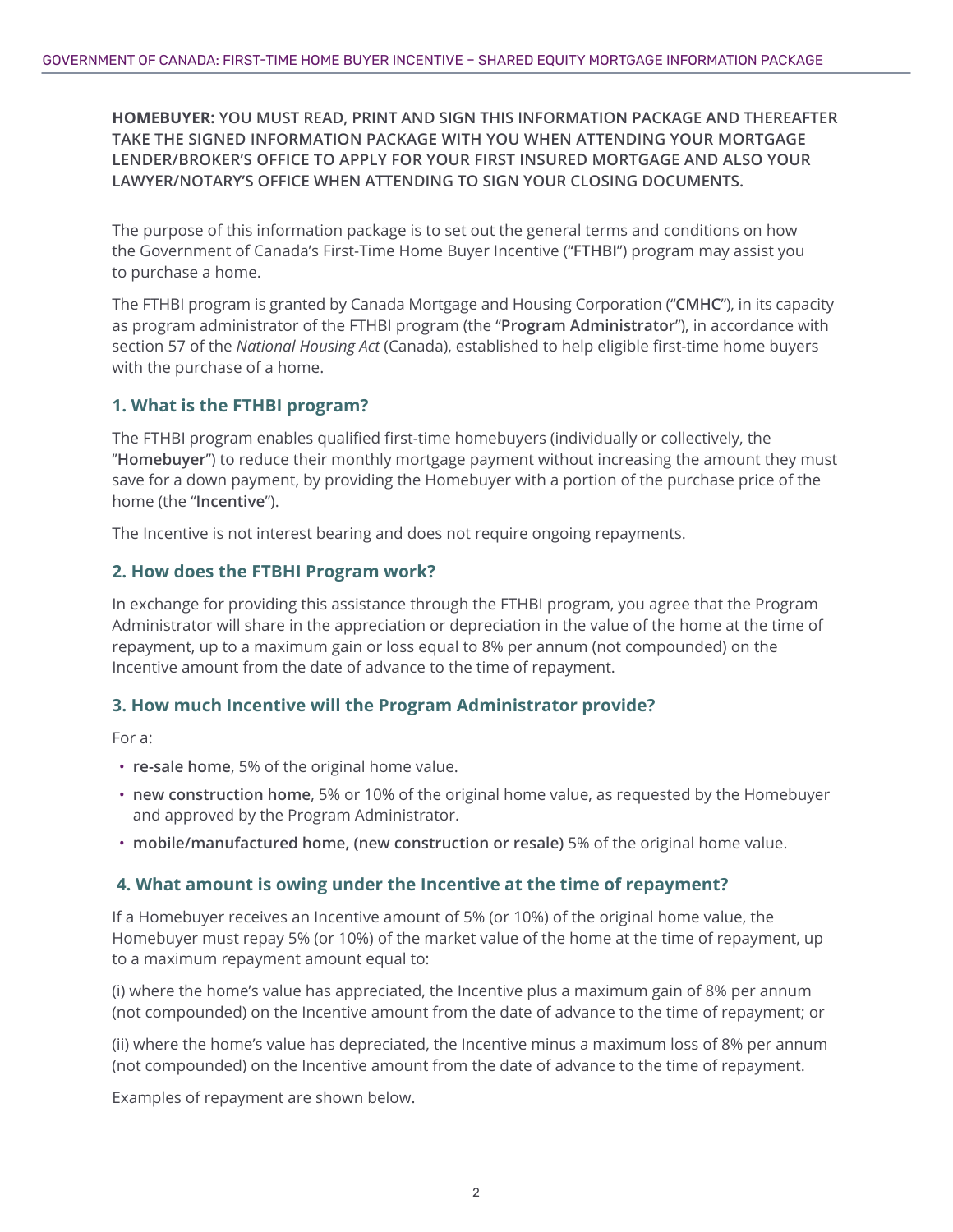**HOMEBUYER:** YOU MUST READ, PRINT AND SIGN THIS INFORMATION PACKAGE AND THEREAFTER TAKE THE SIGNED INFORMATION PACKAGE WITH YOU WHEN ATTENDING YOUR MORTGAGE LENDER/BROKER'S OFFICE TO APPLY FOR YOUR FIRST INSURED MORTGAGE AND ALSO YOUR LAWYER/NOTARY'S OFFICE WHEN ATTENDING TO SIGN YOUR CLOSING DOCUMENTS.

The purpose of this information package is to set out the general terms and conditions on how the Government of Canada's First-Time Home Buyer Incentive ("**FTHBI**") program may assist you to purchase a home.

The FTHBI program is granted by Canada Mortgage and Housing Corporation ("**CMHC**"), in its capacity as program administrator of the FTHBI program (the "**Program Administrator**"), in accordance with section 57 of the *National Housing Act* (Canada), established to help eligible first-time home buyers with the purchase of a home.

## 1. What is the FTHBI program?

The FTHBI program enables qualified first-time homebuyers (individually or collectively, the "**Homebuyer**") to reduce their monthly mortgage payment without increasing the amount they must save for a down payment, by providing the Homebuyer with a portion of the purchase price of the home (the "**Incentive**").

The Incentive is not interest bearing and does not require ongoing repayments.

## 2. How does the FTBHI Program work?

In exchange for providing this assistance through the FTHBI program, you agree that the Program Administrator will share in the appreciation or depreciation in the value of the home at the time of repayment, up to a maximum gain or loss equal to 8% per annum (not compounded) on the Incentive amount from the date of advance to the time of repayment.

## 3. How much Incentive will the Program Administrator provide?

For a:

- **re-sale home**, 5% of the original home value.
- **new construction home**, 5% or 10% of the original home value, as requested by the Homebuyer and approved by the Program Administrator.
- **mobile/manufactured home, (new construction or resale)** 5% of the original home value.

## 4. What amount is owing under the Incentive at the time of repayment?

If a Homebuyer receives an Incentive amount of 5% (or 10%) of the original home value, the Homebuyer must repay 5% (or 10%) of the market value of the home at the time of repayment, up to a maximum repayment amount equal to:

(i) where the home's value has appreciated, the Incentive plus a maximum gain of 8% per annum (not compounded) on the Incentive amount from the date of advance to the time of repayment; or

(ii) where the home's value has depreciated, the Incentive minus a maximum loss of 8% per annum (not compounded) on the Incentive amount from the date of advance to the time of repayment.

Examples of repayment are shown below.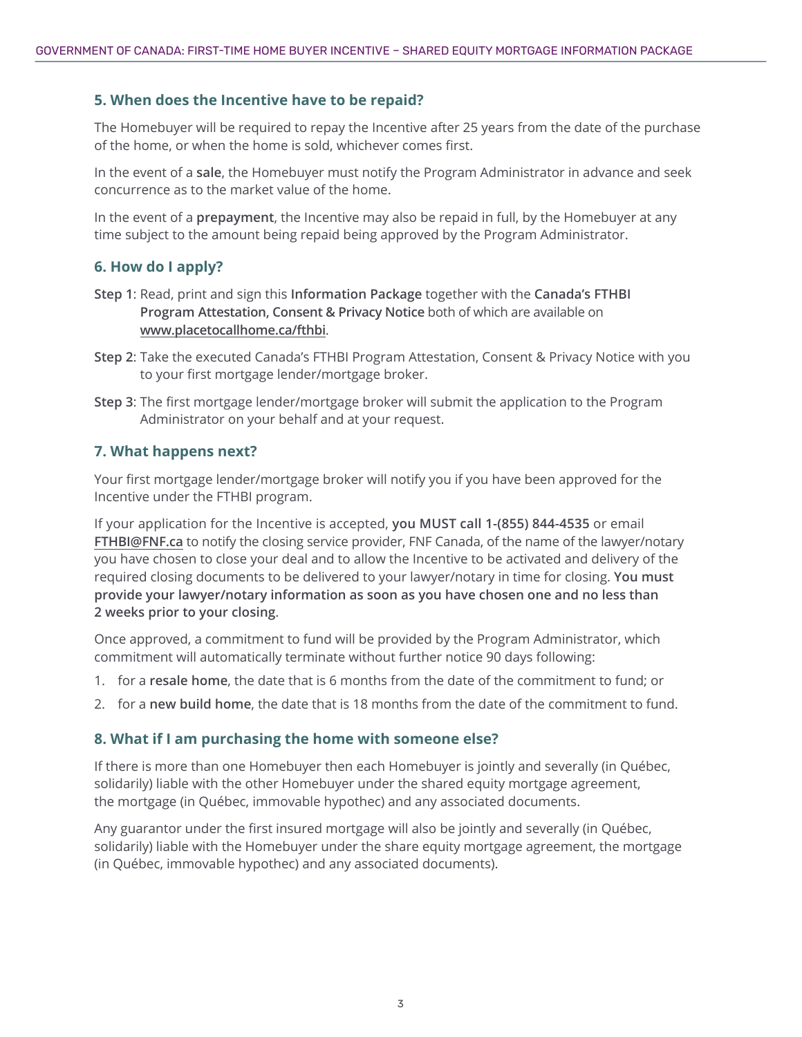### 5. When does the Incentive have to be repaid?

The Homebuyer will be required to repay the Incentive after 25 years from the date of the purchase of the home, or when the home is sold, whichever comes first.

In the event of a **sale**, the Homebuyer must notify the Program Administrator in advance and seek concurrence as to the market value of the home.

In the event of a **prepayment**, the Incentive may also be repaid in full, by the Homebuyer at any time subject to the amount being repaid being approved by the Program Administrator.

### 6. How do I apply?

**Step 1**: Read, print and sign this **Information Package** together with the **Canada's FTHBI Program Attestation, Consent & Privacy Notice** both of which are available on www.placetocallhome.ca/fthbi.

**Step 2**: Take the executed Canada's FTHBI Program Attestation, Consent & Privacy Notice with you to your first mortgage lender/mortgage broker.

**Step 3**: The first mortgage lender/mortgage broker will submit the application to the Program Administrator on your behalf and at your request.

### 7. What happens next?

Your first mortgage lender/mortgage broker will notify you if you have been approved for the Incentive under the FTHBI program.

If your application for the Incentive is accepted, **you MUST call 1-(855) 844-4535** or email FTHBI@FNF.ca to notify the closing service provider, FNF Canada, of the name of the lawyer/notary you have chosen to close your deal and to allow the Incentive to be activated and delivery of the required closing documents to be delivered to your lawyer/notary in time for closing. **You must provide your lawyer/notary information as soon as you have chosen one and no less than 2 weeks prior to your closing**.

Once approved, a commitment to fund will be provided by the Program Administrator, which commitment will automatically terminate without further notice 90 days following:

1. for a **resale home**, the date that is 6 months from the date of the commitment to fund; or
2. for a **new build home**, the date that is 18 months from the date of the commitment to fund.

### 8. What if I am purchasing the home with someone else?

If there is more than one Homebuyer then each Homebuyer is jointly and severally (in Québec, solidarily) liable with the other Homebuyer under the shared equity mortgage agreement, the mortgage (in Québec, immovable hypothec) and any associated documents.

Any guarantor under the first insured mortgage will also be jointly and severally (in Québec, solidarily) liable with the Homebuyer under the share equity mortgage agreement, the mortgage (in Québec, immovable hypothec) and any associated documents).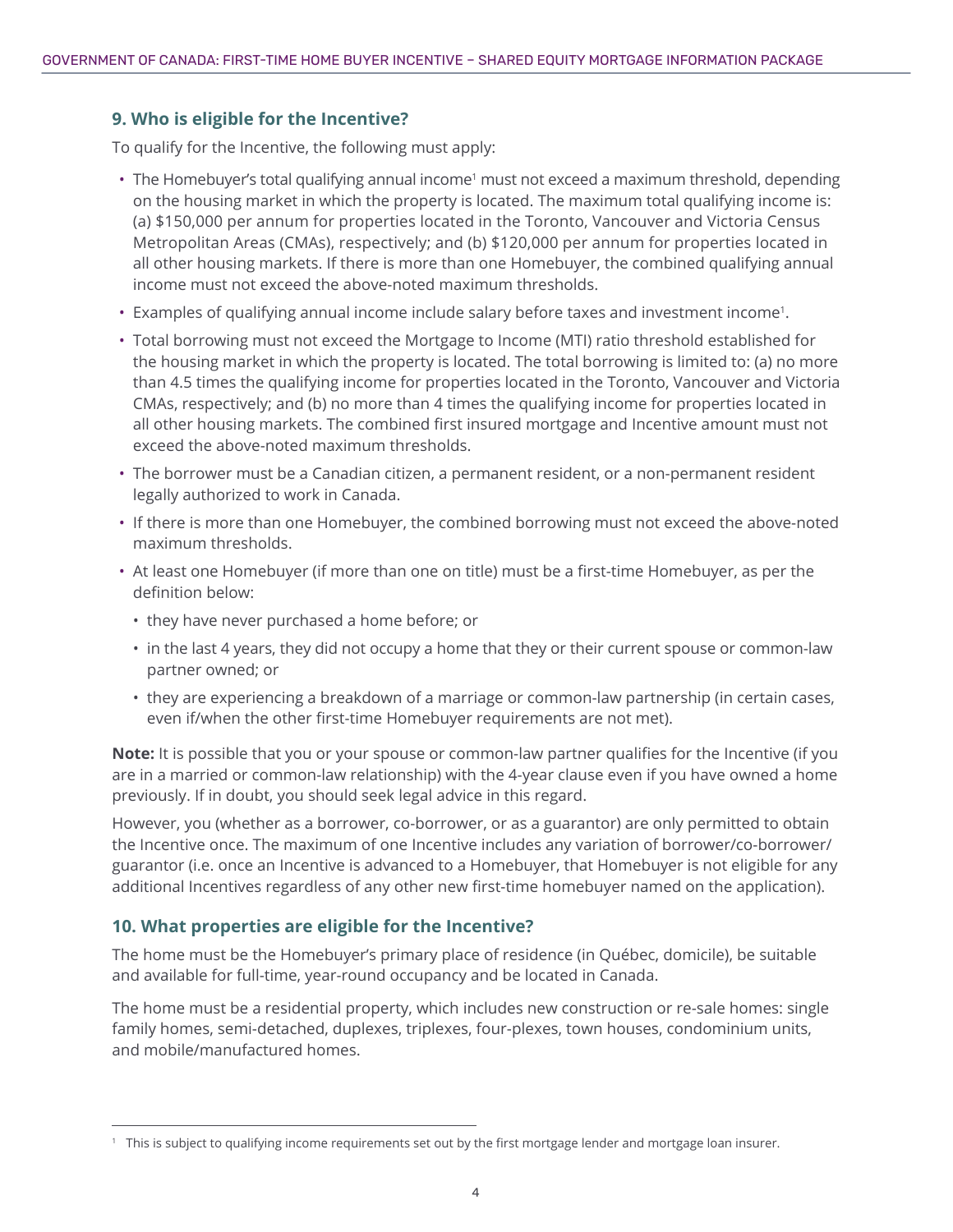### 9. Who is eligible for the Incentive?

To qualify for the Incentive, the following must apply:

- The Homebuyer's total qualifying annual income[1] must not exceed a maximum threshold, depending on the housing market in which the property is located. The maximum total qualifying income is: (a) $150,000 per annum for properties located in the Toronto, Vancouver and Victoria Census Metropolitan Areas (CMAs), respectively; and (b) $120,000 per annum for properties located in all other housing markets. If there is more than one Homebuyer, the combined qualifying annual income must not exceed the above-noted maximum thresholds.
- Examples of qualifying annual income include salary before taxes and investment income[1].
- Total borrowing must not exceed the Mortgage to Income (MTI) ratio threshold established for the housing market in which the property is located. The total borrowing is limited to: (a) no more than 4.5 times the qualifying income for properties located in the Toronto, Vancouver and Victoria CMAs, respectively; and (b) no more than 4 times the qualifying income for properties located in all other housing markets. The combined first insured mortgage and Incentive amount must not exceed the above-noted maximum thresholds.
- The borrower must be a Canadian citizen, a permanent resident, or a non-permanent resident legally authorized to work in Canada.
- If there is more than one Homebuyer, the combined borrowing must not exceed the above-noted maximum thresholds.
- At least one Homebuyer (if more than one on title) must be a first-time Homebuyer, as per the definition below:
  - they have never purchased a home before; or
  - in the last 4 years, they did not occupy a home that they or their current spouse or common-law partner owned; or
  - they are experiencing a breakdown of a marriage or common-law partnership (in certain cases, even if/when the other first-time Homebuyer requirements are not met).

**Note:** It is possible that you or your spouse or common-law partner qualifies for the Incentive (if you are in a married or common-law relationship) with the 4-year clause even if you have owned a home previously. If in doubt, you should seek legal advice in this regard.

However, you (whether as a borrower, co-borrower, or as a guarantor) are only permitted to obtain the Incentive once. The maximum of one Incentive includes any variation of borrower/co-borrower/guarantor (i.e. once an Incentive is advanced to a Homebuyer, that Homebuyer is not eligible for any additional Incentives regardless of any other new first-time homebuyer named on the application).

### 10. What properties are eligible for the Incentive?

The home must be the Homebuyer's primary place of residence (in Québec, domicile), be suitable and available for full-time, year-round occupancy and be located in Canada.

The home must be a residential property, which includes new construction or re-sale homes: single family homes, semi-detached, duplexes, triplexes, four-plexes, town houses, condominium units, and mobile/manufactured homes.

---

[1] This is subject to qualifying income requirements set out by the first mortgage lender and mortgage loan insurer.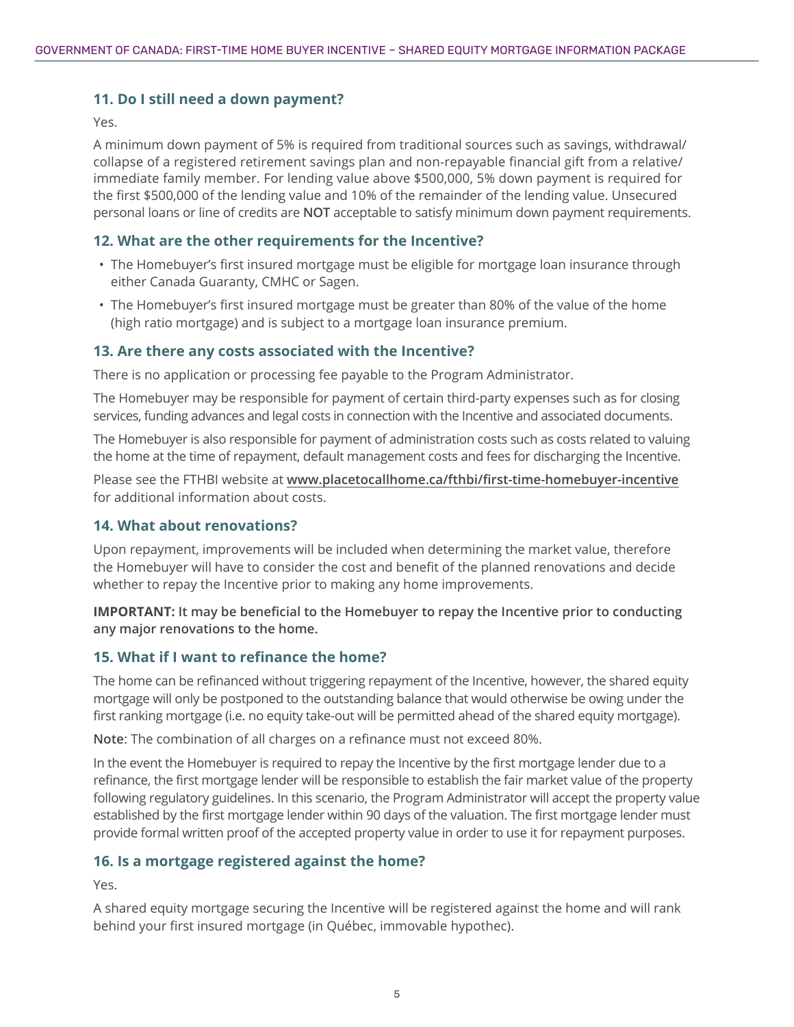### 11. Do I still need a down payment?

Yes.

A minimum down payment of 5% is required from traditional sources such as savings, withdrawal/collapse of a registered retirement savings plan and non-repayable financial gift from a relative/immediate family member. For lending value above $500,000, 5% down payment is required for the first $500,000 of the lending value and 10% of the remainder of the lending value. Unsecured personal loans or line of credits are **NOT** acceptable to satisfy minimum down payment requirements.

### 12. What are the other requirements for the Incentive?

- The Homebuyer's first insured mortgage must be eligible for mortgage loan insurance through either Canada Guaranty, CMHC or Sagen.
- The Homebuyer's first insured mortgage must be greater than 80% of the value of the home (high ratio mortgage) and is subject to a mortgage loan insurance premium.

### 13. Are there any costs associated with the Incentive?

There is no application or processing fee payable to the Program Administrator.

The Homebuyer may be responsible for payment of certain third-party expenses such as for closing services, funding advances and legal costs in connection with the Incentive and associated documents.

The Homebuyer is also responsible for payment of administration costs such as costs related to valuing the home at the time of repayment, default management costs and fees for discharging the Incentive.

Please see the FTHBI website at **www.placetocallhome.ca/fthbi/first-time-homebuyer-incentive** for additional information about costs.

### 14. What about renovations?

Upon repayment, improvements will be included when determining the market value, therefore the Homebuyer will have to consider the cost and benefit of the planned renovations and decide whether to repay the Incentive prior to making any home improvements.

**IMPORTANT: It may be beneficial to the Homebuyer to repay the Incentive prior to conducting any major renovations to the home.**

### 15. What if I want to refinance the home?

The home can be refinanced without triggering repayment of the Incentive, however, the shared equity mortgage will only be postponed to the outstanding balance that would otherwise be owing under the first ranking mortgage (i.e. no equity take-out will be permitted ahead of the shared equity mortgage).

**Note**: The combination of all charges on a refinance must not exceed 80%.

In the event the Homebuyer is required to repay the Incentive by the first mortgage lender due to a refinance, the first mortgage lender will be responsible to establish the fair market value of the property following regulatory guidelines. In this scenario, the Program Administrator will accept the property value established by the first mortgage lender within 90 days of the valuation. The first mortgage lender must provide formal written proof of the accepted property value in order to use it for repayment purposes.

### 16. Is a mortgage registered against the home?

Yes.

A shared equity mortgage securing the Incentive will be registered against the home and will rank behind your first insured mortgage (in Québec, immovable hypothec).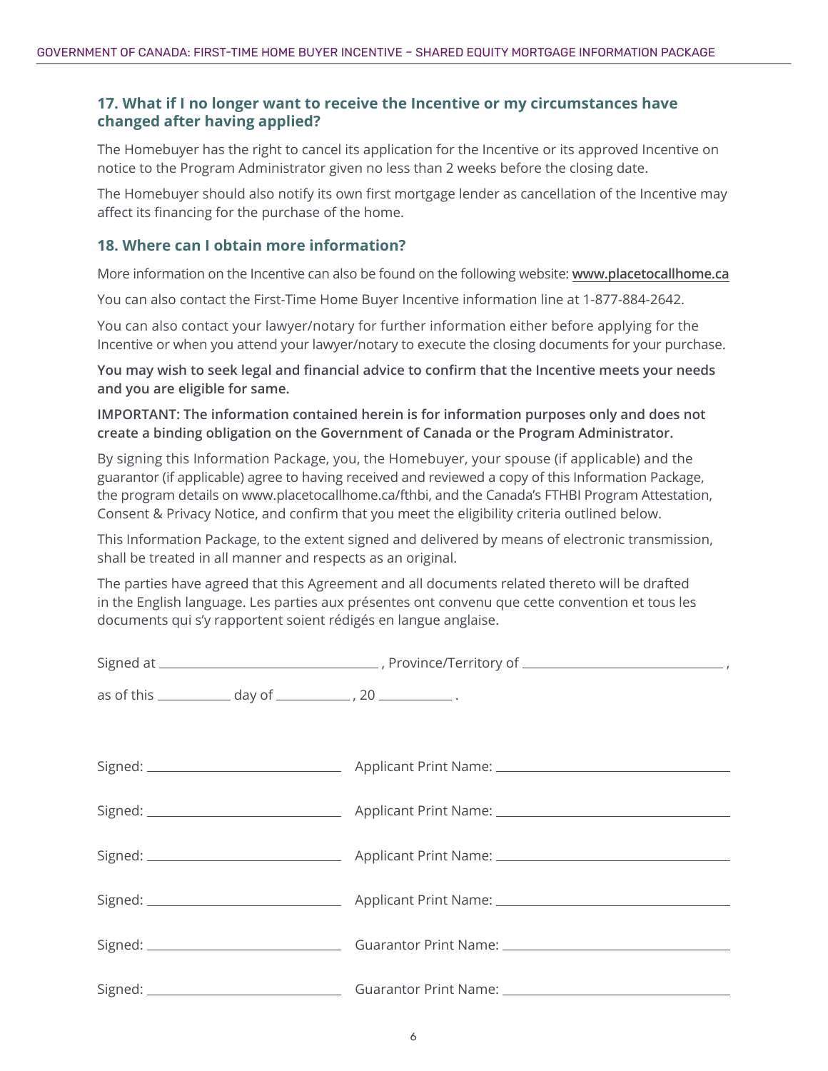### 17. What if I no longer want to receive the Incentive or my circumstances have changed after having applied?

The Homebuyer has the right to cancel its application for the Incentive or its approved Incentive on notice to the Program Administrator given no less than 2 weeks before the closing date.

The Homebuyer should also notify its own first mortgage lender as cancellation of the Incentive may affect its financing for the purchase of the home.

### 18. Where can I obtain more information?

More information on the Incentive can also be found on the following website: **www.placetocallhome.ca**

You can also contact the First-Time Home Buyer Incentive information line at 1-877-884-2642.

You can also contact your lawyer/notary for further information either before applying for the Incentive or when you attend your lawyer/notary to execute the closing documents for your purchase.

**You may wish to seek legal and financial advice to confirm that the Incentive meets your needs and you are eligible for same.**

**IMPORTANT: The information contained herein is for information purposes only and does not create a binding obligation on the Government of Canada or the Program Administrator.**

By signing this Information Package, you, the Homebuyer, your spouse (if applicable) and the guarantor (if applicable) agree to having received and reviewed a copy of this Information Package, the program details on www.placetocallhome.ca/fthbi, and the Canada's FTHBI Program Attestation, Consent & Privacy Notice, and confirm that you meet the eligibility criteria outlined below.

This Information Package, to the extent signed and delivered by means of electronic transmission, shall be treated in all manner and respects as an original.

The parties have agreed that this Agreement and all documents related thereto will be drafted in the English language. Les parties aux présentes ont convenu que cette convention et tous les documents qui s'y rapportent soient rédigés en langue anglaise.

Signed at ______________________, Province/Territory of ______________________,

as of this ________ day of ________, 20 ________ .

Signed: ______________________ Applicant Print Name: ______________________

Signed: ______________________ Applicant Print Name: ______________________

Signed: ______________________ Applicant Print Name: ______________________

Signed: ______________________ Applicant Print Name: ______________________

Signed: ______________________ Guarantor Print Name: ______________________

Signed: ______________________ Guarantor Print Name: ______________________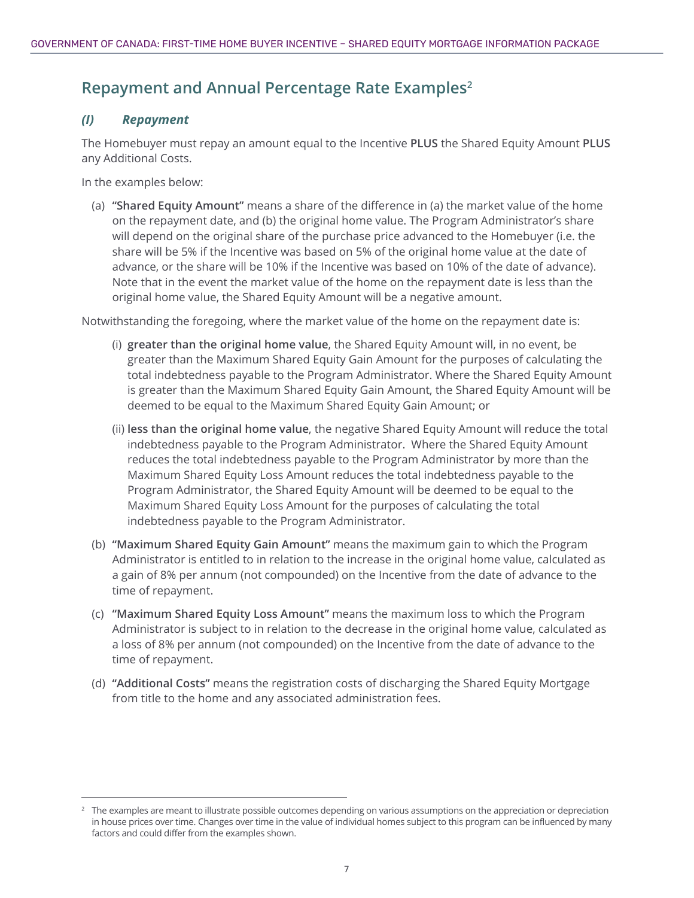## Repayment and Annual Percentage Rate Examples[2]

### *(I) Repayment*

The Homebuyer must repay an amount equal to the Incentive **PLUS** the Shared Equity Amount **PLUS** any Additional Costs.

In the examples below:

(a) **"Shared Equity Amount"** means a share of the difference in (a) the market value of the home on the repayment date, and (b) the original home value. The Program Administrator's share will depend on the original share of the purchase price advanced to the Homebuyer (i.e. the share will be 5% if the Incentive was based on 5% of the original home value at the date of advance, or the share will be 10% if the Incentive was based on 10% of the date of advance). Note that in the event the market value of the home on the repayment date is less than the original home value, the Shared Equity Amount will be a negative amount.

Notwithstanding the foregoing, where the market value of the home on the repayment date is:

(i) **greater than the original home value**, the Shared Equity Amount will, in no event, be greater than the Maximum Shared Equity Gain Amount for the purposes of calculating the total indebtedness payable to the Program Administrator. Where the Shared Equity Amount is greater than the Maximum Shared Equity Gain Amount, the Shared Equity Amount will be deemed to be equal to the Maximum Shared Equity Gain Amount; or

(ii) **less than the original home value**, the negative Shared Equity Amount will reduce the total indebtedness payable to the Program Administrator. Where the Shared Equity Amount reduces the total indebtedness payable to the Program Administrator by more than the Maximum Shared Equity Loss Amount reduces the total indebtedness payable to the Program Administrator, the Shared Equity Amount will be deemed to be equal to the Maximum Shared Equity Loss Amount for the purposes of calculating the total indebtedness payable to the Program Administrator.

(b) **"Maximum Shared Equity Gain Amount"** means the maximum gain to which the Program Administrator is entitled to in relation to the increase in the original home value, calculated as a gain of 8% per annum (not compounded) on the Incentive from the date of advance to the time of repayment.

(c) **"Maximum Shared Equity Loss Amount"** means the maximum loss to which the Program Administrator is subject to in relation to the decrease in the original home value, calculated as a loss of 8% per annum (not compounded) on the Incentive from the date of advance to the time of repayment.

(d) **"Additional Costs"** means the registration costs of discharging the Shared Equity Mortgage from title to the home and any associated administration fees.

---

[2] The examples are meant to illustrate possible outcomes depending on various assumptions on the appreciation or depreciation in house prices over time. Changes over time in the value of individual homes subject to this program can be influenced by many factors and could differ from the examples shown.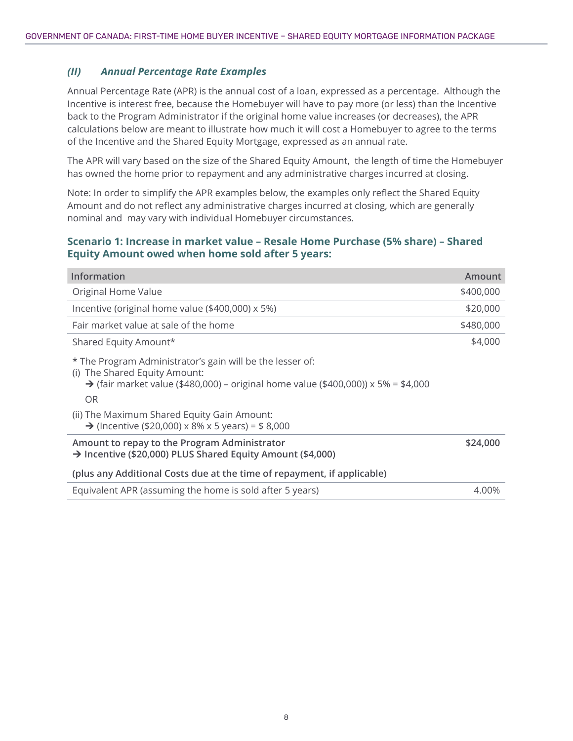### *(II) Annual Percentage Rate Examples*

Annual Percentage Rate (APR) is the annual cost of a loan, expressed as a percentage. Although the Incentive is interest free, because the Homebuyer will have to pay more (or less) than the Incentive back to the Program Administrator if the original home value increases (or decreases), the APR calculations below are meant to illustrate how much it will cost a Homebuyer to agree to the terms of the Incentive and the Shared Equity Mortgage, expressed as an annual rate.

The APR will vary based on the size of the Shared Equity Amount, the length of time the Homebuyer has owned the home prior to repayment and any administrative charges incurred at closing.

Note: In order to simplify the APR examples below, the examples only reflect the Shared Equity Amount and do not reflect any administrative charges incurred at closing, which are generally nominal and may vary with individual Homebuyer circumstances.

#### Scenario 1: Increase in market value – Resale Home Purchase (5% share) – Shared Equity Amount owed when home sold after 5 years:

| Information | Amount |
|---|---|
| Original Home Value | $400,000 |
| Incentive (original home value ($400,000) x 5%) | $20,000 |
| Fair market value at sale of the home | $480,000 |
| Shared Equity Amount* | $4,000 |
| * The Program Administrator's gain will be the lesser of:<br>(i) The Shared Equity Amount:<br>→ (fair market value ($480,000) – original home value ($400,000)) x 5% = $4,000<br>OR<br>(ii) The Maximum Shared Equity Gain Amount:<br>→ (Incentive ($20,000) x 8% x 5 years) = $ 8,000 | |
| **Amount to repay to the Program Administrator**<br>**→ Incentive ($20,000) PLUS Shared Equity Amount ($4,000)**<br>**(plus any Additional Costs due at the time of repayment, if applicable)** | **$24,000** |
| Equivalent APR (assuming the home is sold after 5 years) | 4.00% |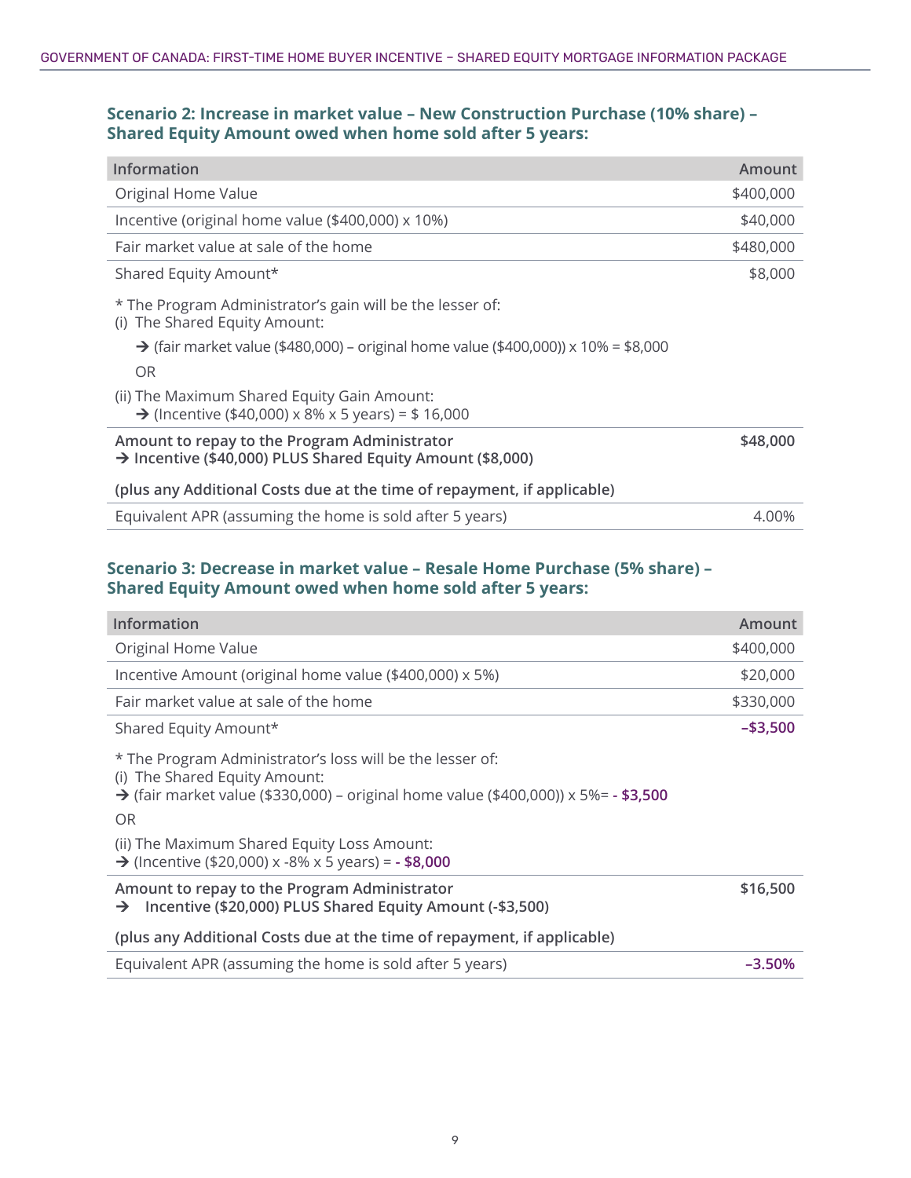### Scenario 2: Increase in market value – New Construction Purchase (10% share) – Shared Equity Amount owed when home sold after 5 years:

| Information | Amount |
|---|---|
| Original Home Value | $400,000 |
| Incentive (original home value ($400,000) x 10%) | $40,000 |
| Fair market value at sale of the home | $480,000 |
| Shared Equity Amount* | $8,000 |
| * The Program Administrator's gain will be the lesser of:<br>(i) The Shared Equity Amount:<br>→ (fair market value ($480,000) – original home value ($400,000)) x 10% = $8,000<br>OR<br>(ii) The Maximum Shared Equity Gain Amount:<br>→ (Incentive ($40,000) x 8% x 5 years) = $ 16,000 | |
| **Amount to repay to the Program Administrator**<br>**→ Incentive ($40,000) PLUS Shared Equity Amount ($8,000)**<br>**(plus any Additional Costs due at the time of repayment, if applicable)** | **$48,000** |
| Equivalent APR (assuming the home is sold after 5 years) | 4.00% |

### Scenario 3: Decrease in market value – Resale Home Purchase (5% share) – Shared Equity Amount owed when home sold after 5 years:

| Information | Amount |
|---|---|
| Original Home Value | $400,000 |
| Incentive Amount (original home value ($400,000) x 5%) | $20,000 |
| Fair market value at sale of the home | $330,000 |
| Shared Equity Amount* | **–$3,500** |
| * The Program Administrator's loss will be the lesser of:<br>(i) The Shared Equity Amount:<br>→ (fair market value ($330,000) – original home value ($400,000)) x 5%= **- $3,500**<br>OR<br>(ii) The Maximum Shared Equity Loss Amount:<br>→ (Incentive ($20,000) x -8% x 5 years) = **- $8,000** | |
| **Amount to repay to the Program Administrator**<br>**→ Incentive ($20,000) PLUS Shared Equity Amount (-$3,500)**<br>**(plus any Additional Costs due at the time of repayment, if applicable)** | **$16,500** |
| Equivalent APR (assuming the home is sold after 5 years) | **–3.50%** |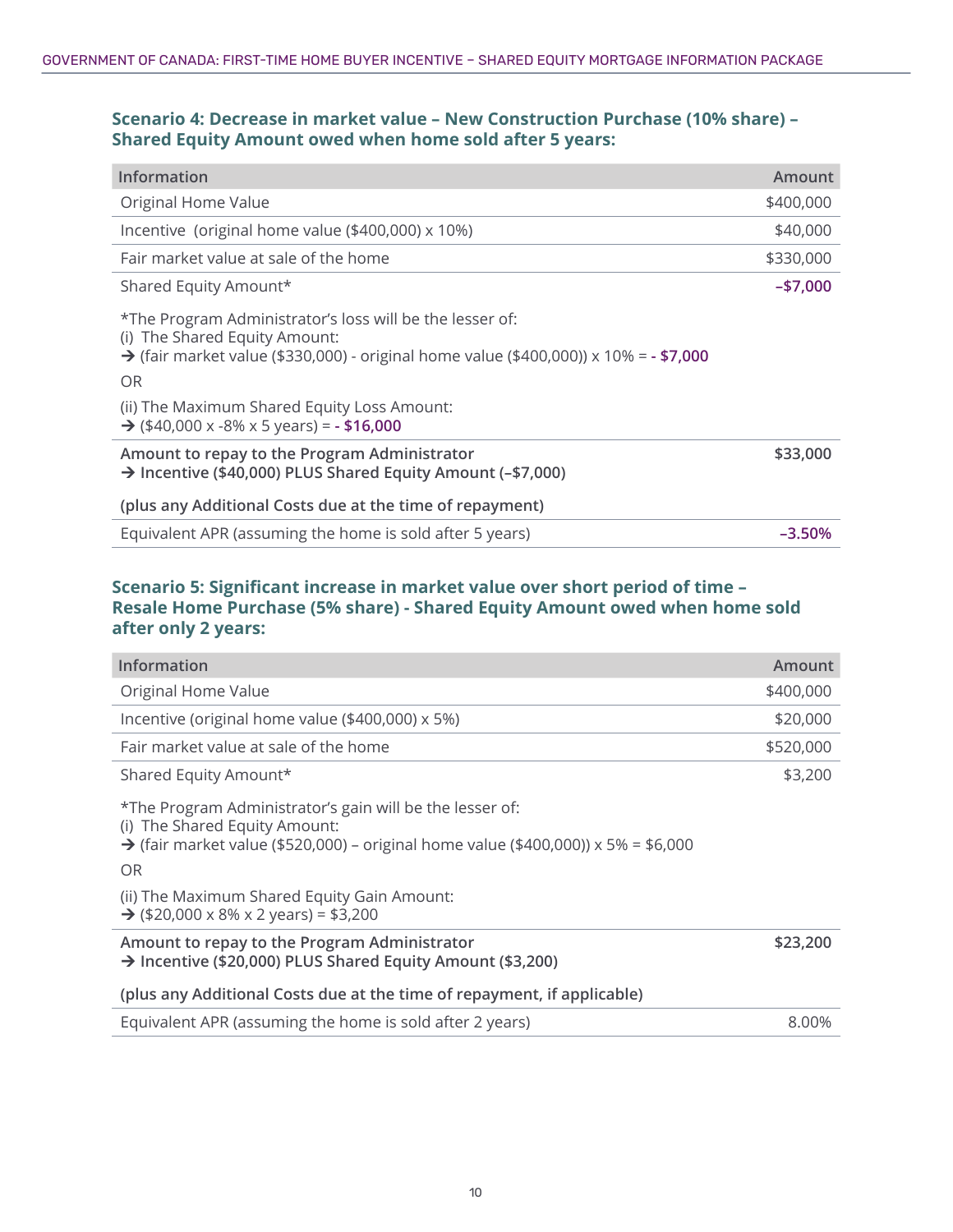### Scenario 4: Decrease in market value – New Construction Purchase (10% share) – Shared Equity Amount owed when home sold after 5 years:

| Information | Amount |
|---|---|
| Original Home Value | $400,000 |
| Incentive (original home value ($400,000) x 10%) | $40,000 |
| Fair market value at sale of the home | $330,000 |
| Shared Equity Amount* | **–$7,000** |
| *The Program Administrator's loss will be the lesser of:<br>(i) The Shared Equity Amount:<br>→ (fair market value ($330,000) - original home value ($400,000)) x 10% = **- $7,000**<br>OR<br>(ii) The Maximum Shared Equity Loss Amount:<br>→ ($40,000 x -8% x 5 years) = **- $16,000** | |
| **Amount to repay to the Program Administrator**<br>**→ Incentive ($40,000) PLUS Shared Equity Amount (–$7,000)**<br>**(plus any Additional Costs due at the time of repayment)** | **$33,000** |
| Equivalent APR (assuming the home is sold after 5 years) | **–3.50%** |

### Scenario 5: Significant increase in market value over short period of time – Resale Home Purchase (5% share) - Shared Equity Amount owed when home sold after only 2 years:

| Information | Amount |
|---|---|
| Original Home Value | $400,000 |
| Incentive (original home value ($400,000) x 5%) | $20,000 |
| Fair market value at sale of the home | $520,000 |
| Shared Equity Amount* | $3,200 |
| *The Program Administrator's gain will be the lesser of:<br>(i) The Shared Equity Amount:<br>→ (fair market value ($520,000) – original home value ($400,000)) x 5% = $6,000<br>OR<br>(ii) The Maximum Shared Equity Gain Amount:<br>→ ($20,000 x 8% x 2 years) = $3,200 | |
| **Amount to repay to the Program Administrator**<br>**→ Incentive ($20,000) PLUS Shared Equity Amount ($3,200)**<br>**(plus any Additional Costs due at the time of repayment, if applicable)** | **$23,200** |
| Equivalent APR (assuming the home is sold after 2 years) | 8.00% |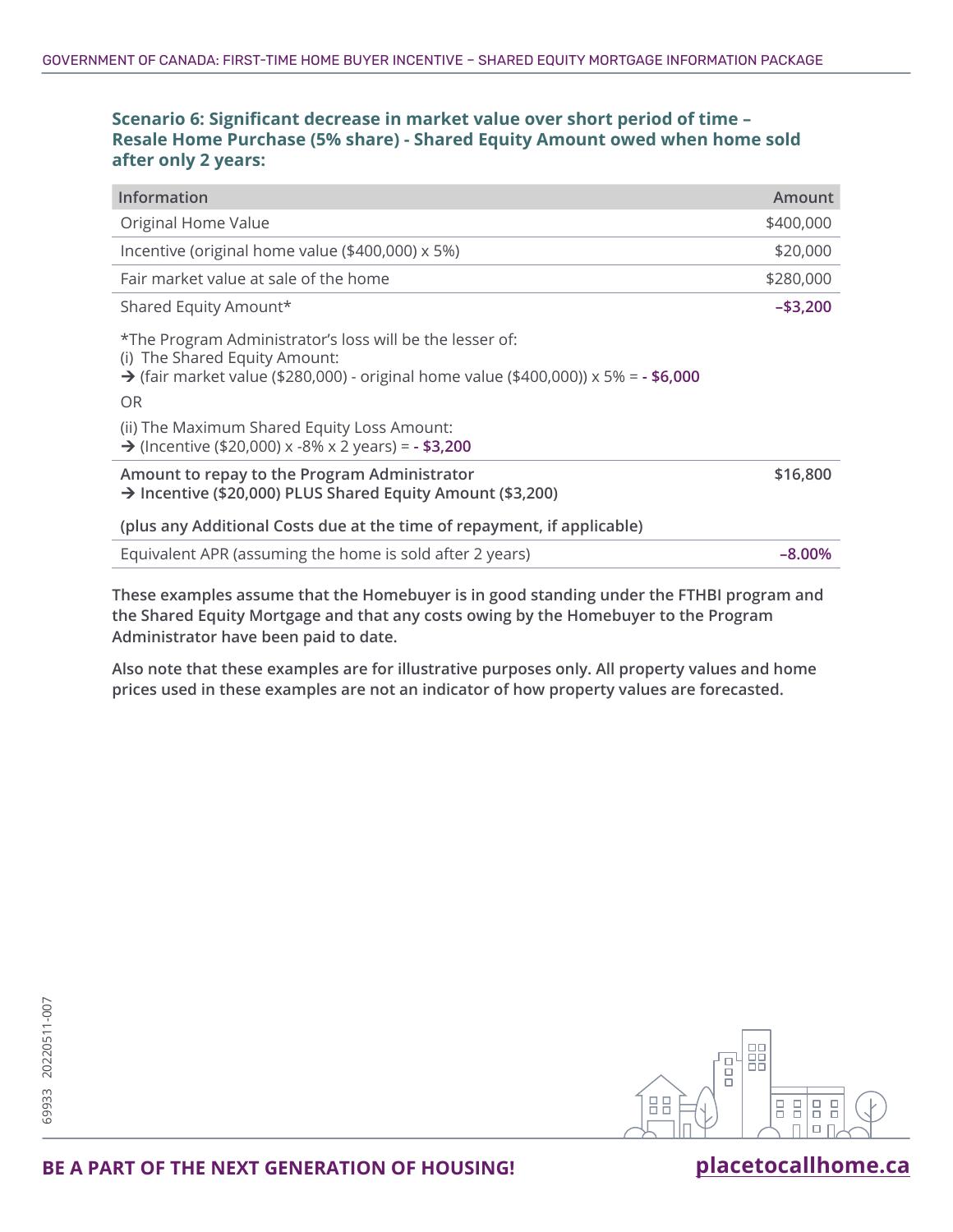### Scenario 6: Significant decrease in market value over short period of time – Resale Home Purchase (5% share) - Shared Equity Amount owed when home sold after only 2 years:

| Information | Amount |
|---|---|
| Original Home Value | $400,000 |
| Incentive (original home value ($400,000) x 5%) | $20,000 |
| Fair market value at sale of the home | $280,000 |
| Shared Equity Amount* | **–$3,200** |
| *The Program Administrator's loss will be the lesser of:<br>(i) The Shared Equity Amount:<br>→ (fair market value ($280,000) - original home value ($400,000)) x 5% = **- $6,000**<br>OR<br>(ii) The Maximum Shared Equity Loss Amount:<br>→ (Incentive ($20,000) x -8% x 2 years) = **- $3,200** | |
| **Amount to repay to the Program Administrator**<br>**→ Incentive ($20,000) PLUS Shared Equity Amount ($3,200)**<br><br>**(plus any Additional Costs due at the time of repayment, if applicable)** | **$16,800** |
| Equivalent APR (assuming the home is sold after 2 years) | **–8.00%** |

**These examples assume that the Homebuyer is in good standing under the FTHBI program and the Shared Equity Mortgage and that any costs owing by the Homebuyer to the Program Administrator have been paid to date.**

**Also note that these examples are for illustrative purposes only. All property values and home prices used in these examples are not an indicator of how property values are forecasted.**

69933 20220511-007

**BE A PART OF THE NEXT GENERATION OF HOUSING!**

**placetocallhome.ca**